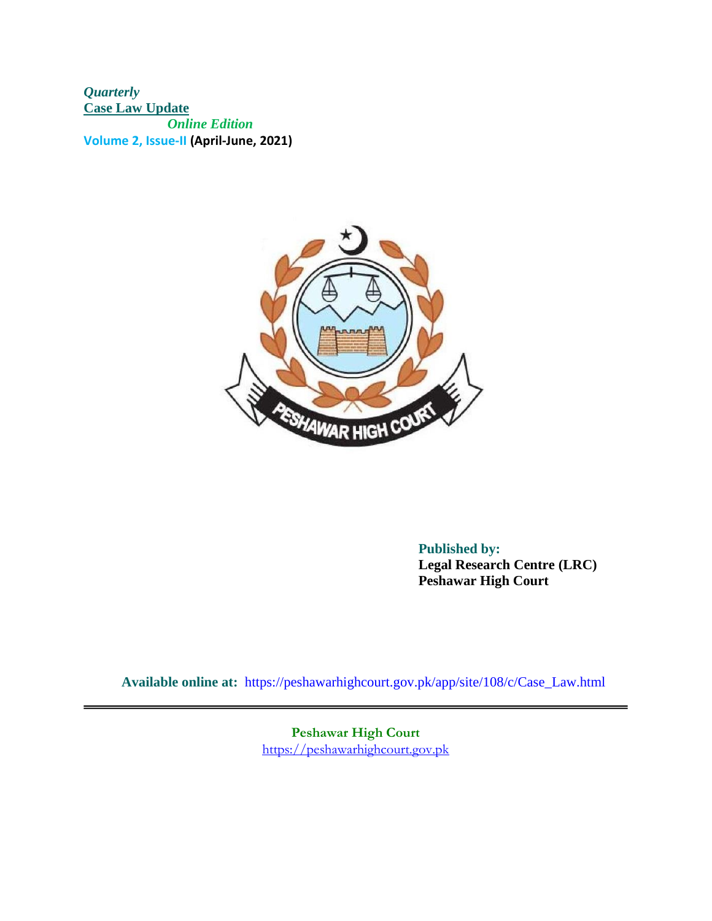*Quarterly*

**Case Law Update**

*Online Edition*

**Volume 2, Issue-II (April-June, 2021)**

**Published by:**
**Legal Research Centre (LRC)**
**Peshawar High Court**

**Available online at:** https://peshawarhighcourt.gov.pk/app/site/108/c/Case_Law.html

**Peshawar High Court**
https://peshawarhighcourt.gov.pk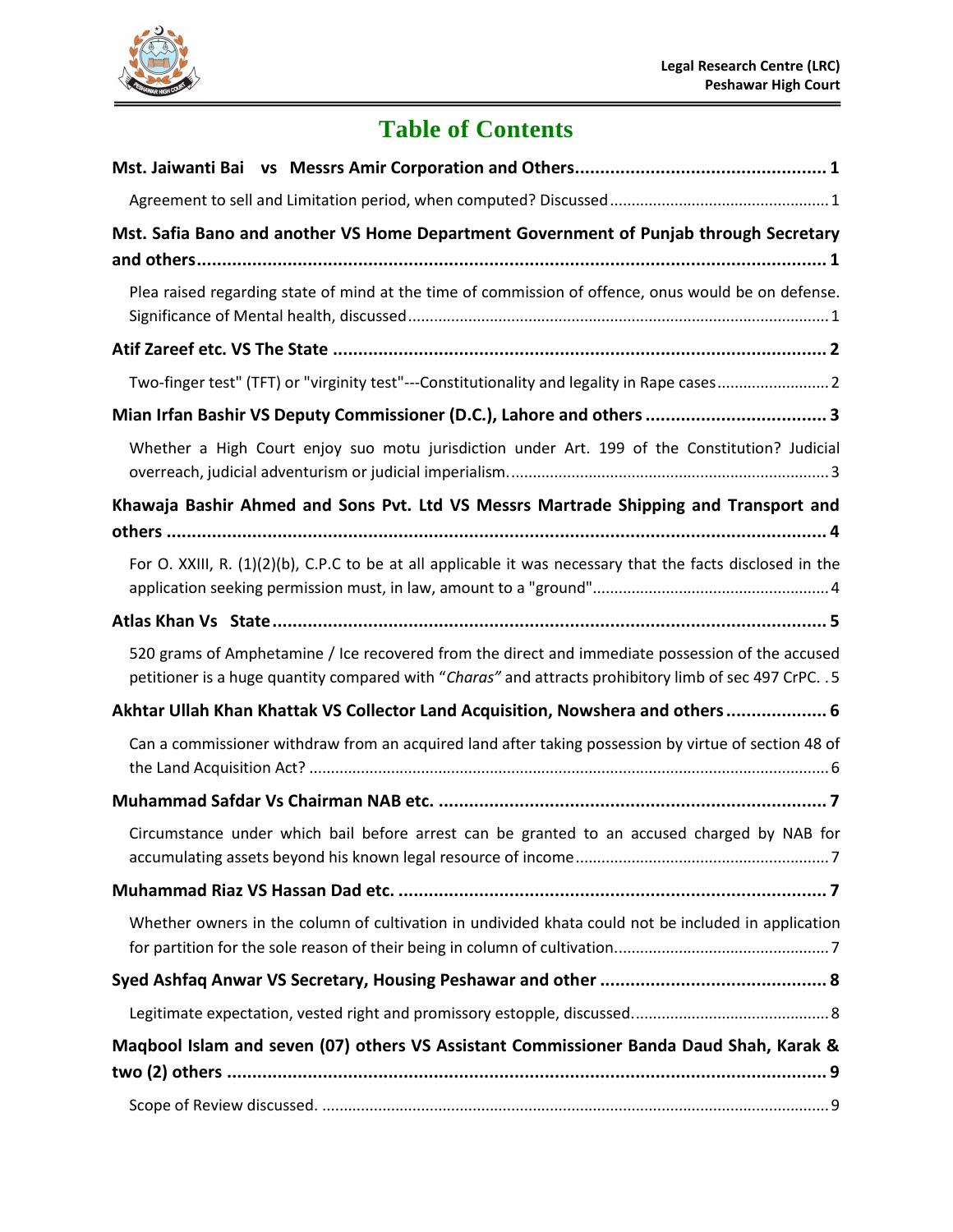# Table of Contents

**Mst. Jaiwanti Bai vs Messrs Amir Corporation and Others** ........ **1**

Agreement to sell and Limitation period, when computed? Discussed ........ 1

**Mst. Safia Bano and another VS Home Department Government of Punjab through Secretary and others** ........ **1**

Plea raised regarding state of mind at the time of commission of offence, onus would be on defense. Significance of Mental health, discussed ........ 1

**Atif Zareef etc. VS The State** ........ **2**

Two-finger test" (TFT) or "virginity test"---Constitutionality and legality in Rape cases ........ 2

**Mian Irfan Bashir VS Deputy Commissioner (D.C.), Lahore and others** ........ **3**

Whether a High Court enjoy suo motu jurisdiction under Art. 199 of the Constitution? Judicial overreach, judicial adventurism or judicial imperialism. ........ 3

**Khawaja Bashir Ahmed and Sons Pvt. Ltd VS Messrs Martrade Shipping and Transport and others** ........ **4**

For O. XXIII, R. (1)(2)(b), C.P.C to be at all applicable it was necessary that the facts disclosed in the application seeking permission must, in law, amount to a "ground" ........ 4

**Atlas Khan Vs State** ........ **5**

520 grams of Amphetamine / Ice recovered from the direct and immediate possession of the accused petitioner is a huge quantity compared with "*Charas"* and attracts prohibitory limb of sec 497 CrPC. . 5

**Akhtar Ullah Khan Khattak VS Collector Land Acquisition, Nowshera and others** ........ **6**

Can a commissioner withdraw from an acquired land after taking possession by virtue of section 48 of the Land Acquisition Act? ........ 6

**Muhammad Safdar Vs Chairman NAB etc.** ........ **7**

Circumstance under which bail before arrest can be granted to an accused charged by NAB for accumulating assets beyond his known legal resource of income ........ 7

**Muhammad Riaz VS Hassan Dad etc.** ........ **7**

Whether owners in the column of cultivation in undivided khata could not be included in application for partition for the sole reason of their being in column of cultivation. ........ 7

**Syed Ashfaq Anwar VS Secretary, Housing Peshawar and other** ........ **8**

Legitimate expectation, vested right and promissory estopple, discussed. ........ 8

**Maqbool Islam and seven (07) others VS Assistant Commissioner Banda Daud Shah, Karak & two (2) others** ........ **9**

Scope of Review discussed. ........ 9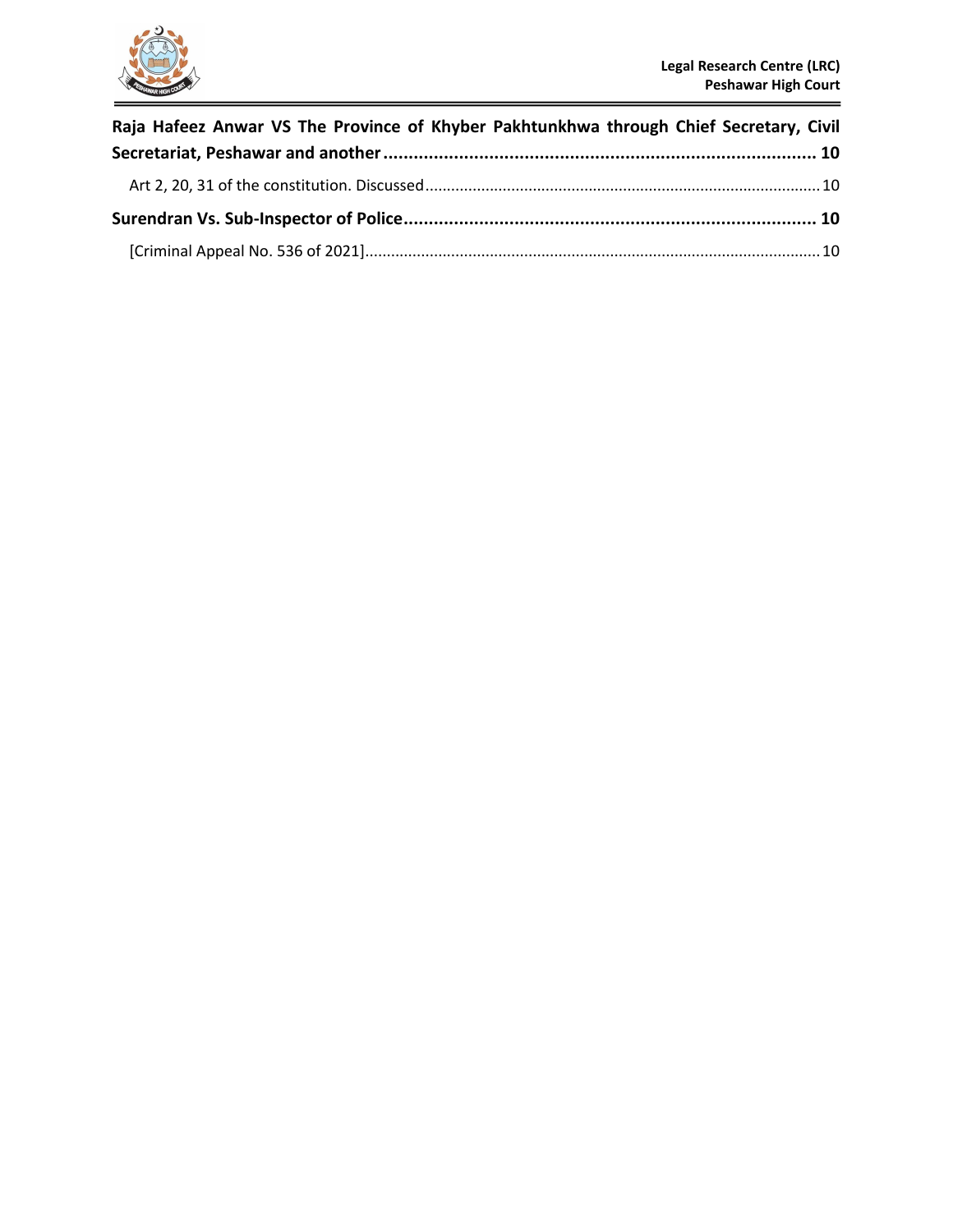**Raja Hafeez Anwar VS The Province of Khyber Pakhtunkhwa through Chief Secretary, Civil Secretariat, Peshawar and another** ...................................................................................... **10**

Art 2, 20, 31 of the constitution. Discussed ........................................................................................... 10

**Surendran Vs. Sub-Inspector of Police** ................................................................................. **10**

[Criminal Appeal No. 536 of 2021] ......................................................................................................... 10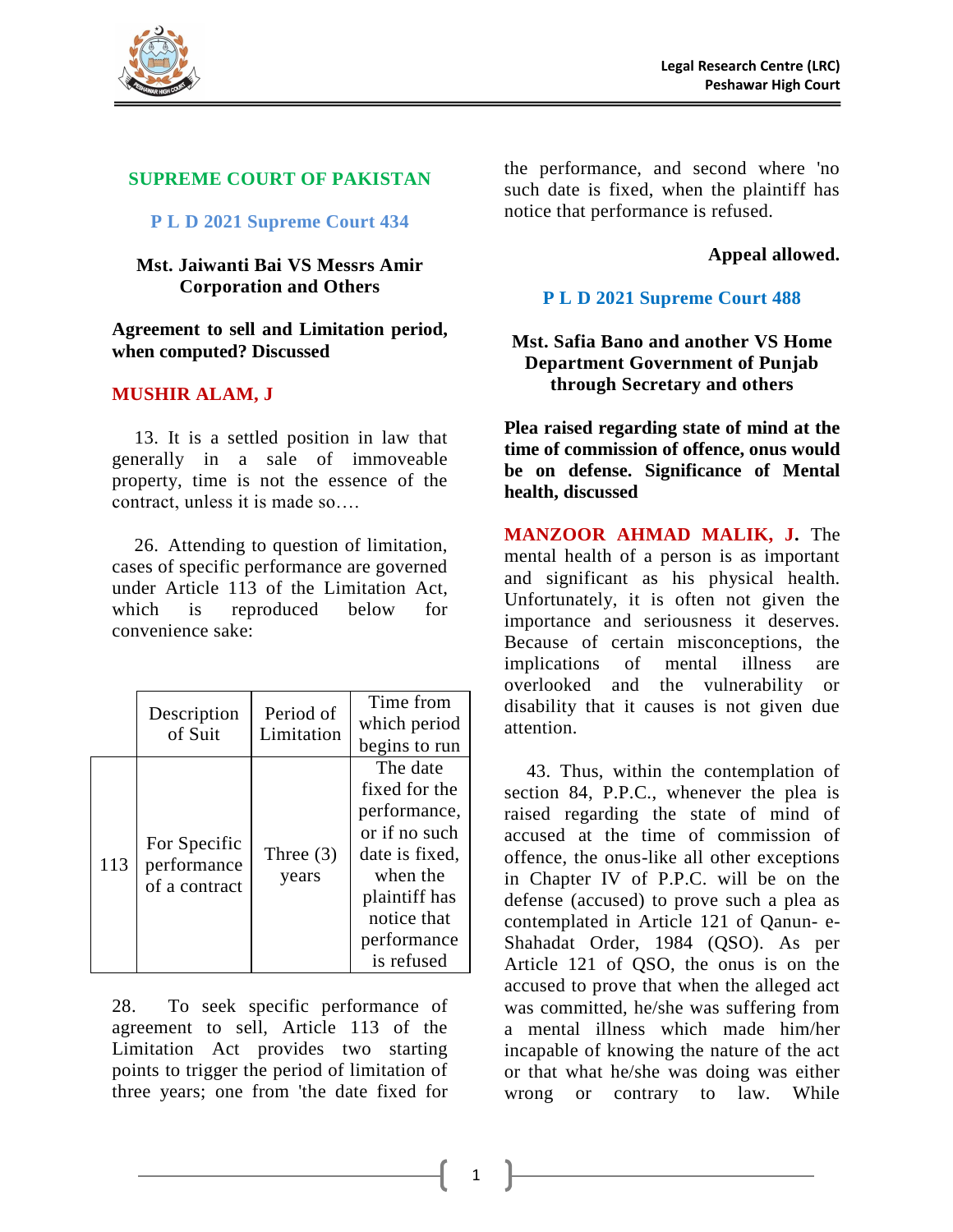## SUPREME COURT OF PAKISTAN

### P L D 2021 Supreme Court 434

**Mst. Jaiwanti Bai VS Messrs Amir Corporation and Others**

**Agreement to sell and Limitation period, when computed? Discussed**

**MUSHIR ALAM, J**

13. It is a settled position in law that generally in a sale of immoveable property, time is not the essence of the contract, unless it is made so….

26. Attending to question of limitation, cases of specific performance are governed under Article 113 of the Limitation Act, which is reproduced below for convenience sake:

| | Description of Suit | Period of Limitation | Time from which period begins to run |
|---|---|---|---|
| 113 | For Specific performance of a contract | Three (3) years | The date fixed for the performance, or if no such date is fixed, when the plaintiff has notice that performance is refused |

28. To seek specific performance of agreement to sell, Article 113 of the Limitation Act provides two starting points to trigger the period of limitation of three years; one from 'the date fixed for the performance, and second where 'no such date is fixed, when the plaintiff has notice that performance is refused.

**Appeal allowed.**

### P L D 2021 Supreme Court 488

**Mst. Safia Bano and another VS Home Department Government of Punjab through Secretary and others**

**Plea raised regarding state of mind at the time of commission of offence, onus would be on defense. Significance of Mental health, discussed**

**MANZOOR AHMAD MALIK, J.** The mental health of a person is as important and significant as his physical health. Unfortunately, it is often not given the importance and seriousness it deserves. Because of certain misconceptions, the implications of mental illness are overlooked and the vulnerability or disability that it causes is not given due attention.

43. Thus, within the contemplation of section 84, P.P.C., whenever the plea is raised regarding the state of mind of accused at the time of commission of offence, the onus-like all other exceptions in Chapter IV of P.P.C. will be on the defense (accused) to prove such a plea as contemplated in Article 121 of Qanun- e-Shahadat Order, 1984 (QSO). As per Article 121 of QSO, the onus is on the accused to prove that when the alleged act was committed, he/she was suffering from a mental illness which made him/her incapable of knowing the nature of the act or that what he/she was doing was either wrong or contrary to law. While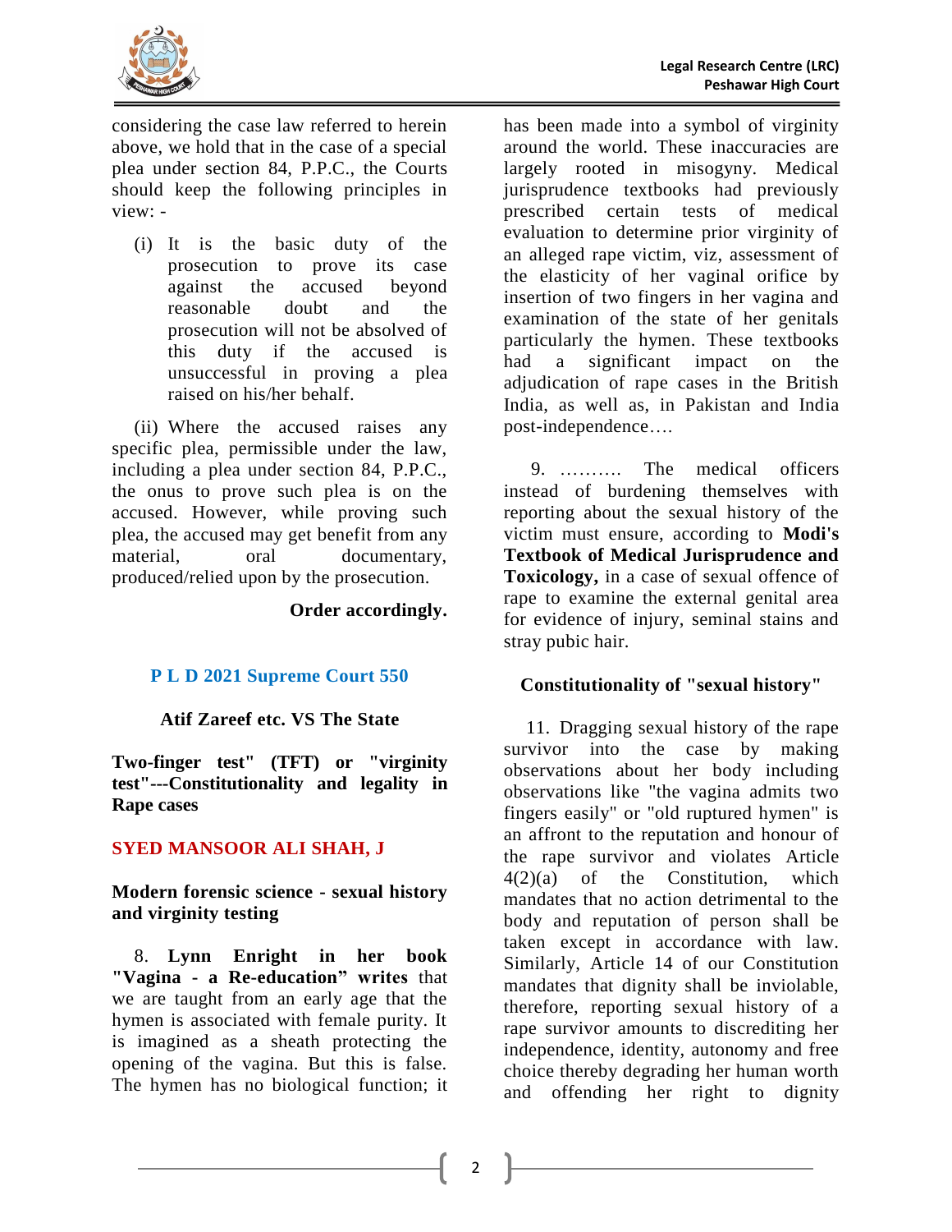considering the case law referred to herein above, we hold that in the case of a special plea under section 84, P.P.C., the Courts should keep the following principles in view: -

(i) It is the basic duty of the prosecution to prove its case against the accused beyond reasonable doubt and the prosecution will not be absolved of this duty if the accused is unsuccessful in proving a plea raised on his/her behalf.

(ii) Where the accused raises any specific plea, permissible under the law, including a plea under section 84, P.P.C., the onus to prove such plea is on the accused. However, while proving such plea, the accused may get benefit from any material, oral documentary, produced/relied upon by the prosecution.

**Order accordingly.**

## P L D 2021 Supreme Court 550

**Atif Zareef etc. VS The State**

**Two-finger test" (TFT) or "virginity test"---Constitutionality and legality in Rape cases**

**SYED MANSOOR ALI SHAH, J**

**Modern forensic science - sexual history and virginity testing**

8. **Lynn Enright in her book "Vagina - a Re-education" writes** that we are taught from an early age that the hymen is associated with female purity. It is imagined as a sheath protecting the opening of the vagina. But this is false. The hymen has no biological function; it has been made into a symbol of virginity around the world. These inaccuracies are largely rooted in misogyny. Medical jurisprudence textbooks had previously prescribed certain tests of medical evaluation to determine prior virginity of an alleged rape victim, viz, assessment of the elasticity of her vaginal orifice by insertion of two fingers in her vagina and examination of the state of her genitals particularly the hymen. These textbooks had a significant impact on the adjudication of rape cases in the British India, as well as, in Pakistan and India post-independence….

9. ………. The medical officers instead of burdening themselves with reporting about the sexual history of the victim must ensure, according to **Modi's Textbook of Medical Jurisprudence and Toxicology,** in a case of sexual offence of rape to examine the external genital area for evidence of injury, seminal stains and stray pubic hair.

**Constitutionality of "sexual history"**

11. Dragging sexual history of the rape survivor into the case by making observations about her body including observations like "the vagina admits two fingers easily" or "old ruptured hymen" is an affront to the reputation and honour of the rape survivor and violates Article 4(2)(a) of the Constitution, which mandates that no action detrimental to the body and reputation of person shall be taken except in accordance with law. Similarly, Article 14 of our Constitution mandates that dignity shall be inviolable, therefore, reporting sexual history of a rape survivor amounts to discrediting her independence, identity, autonomy and free choice thereby degrading her human worth and offending her right to dignity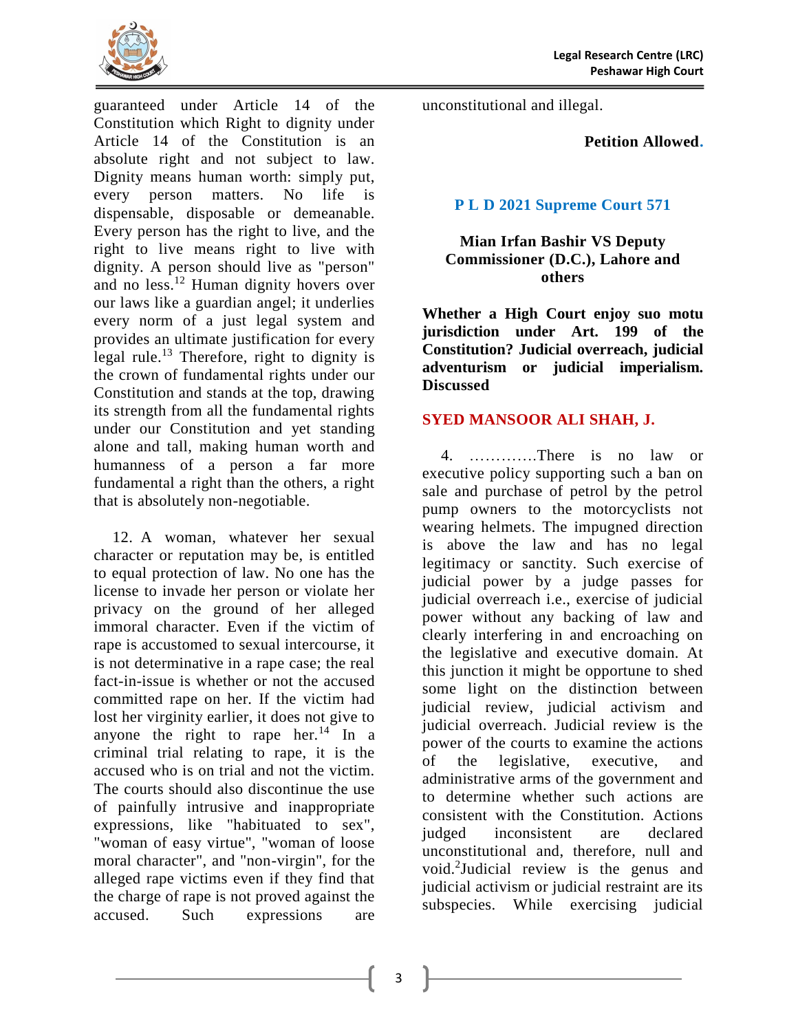guaranteed under Article 14 of the Constitution which Right to dignity under Article 14 of the Constitution is an absolute right and not subject to law. Dignity means human worth: simply put, every person matters. No life is dispensable, disposable or demeanable. Every person has the right to live, and the right to live means right to live with dignity. A person should live as "person" and no less.[12] Human dignity hovers over our laws like a guardian angel; it underlies every norm of a just legal system and provides an ultimate justification for every legal rule.[13] Therefore, right to dignity is the crown of fundamental rights under our Constitution and stands at the top, drawing its strength from all the fundamental rights under our Constitution and yet standing alone and tall, making human worth and humanness of a person a far more fundamental a right than the others, a right that is absolutely non-negotiable.

12. A woman, whatever her sexual character or reputation may be, is entitled to equal protection of law. No one has the license to invade her person or violate her privacy on the ground of her alleged immoral character. Even if the victim of rape is accustomed to sexual intercourse, it is not determinative in a rape case; the real fact-in-issue is whether or not the accused committed rape on her. If the victim had lost her virginity earlier, it does not give to anyone the right to rape her.[14] In a criminal trial relating to rape, it is the accused who is on trial and not the victim. The courts should also discontinue the use of painfully intrusive and inappropriate expressions, like "habituated to sex", "woman of easy virtue", "woman of loose moral character", and "non-virgin", for the alleged rape victims even if they find that the charge of rape is not proved against the accused. Such expressions are unconstitutional and illegal.

**Petition Allowed.**

## P L D 2021 Supreme Court 571

### Mian Irfan Bashir VS Deputy Commissioner (D.C.), Lahore and others

**Whether a High Court enjoy suo motu jurisdiction under Art. 199 of the Constitution? Judicial overreach, judicial adventurism or judicial imperialism. Discussed**

**SYED MANSOOR ALI SHAH, J.**

4. ………….There is no law or executive policy supporting such a ban on sale and purchase of petrol by the petrol pump owners to the motorcyclists not wearing helmets. The impugned direction is above the law and has no legal legitimacy or sanctity. Such exercise of judicial power by a judge passes for judicial overreach i.e., exercise of judicial power without any backing of law and clearly interfering in and encroaching on the legislative and executive domain. At this junction it might be opportune to shed some light on the distinction between judicial review, judicial activism and judicial overreach. Judicial review is the power of the courts to examine the actions of the legislative, executive, and administrative arms of the government and to determine whether such actions are consistent with the Constitution. Actions judged inconsistent are declared unconstitutional and, therefore, null and void.[2]Judicial review is the genus and judicial activism or judicial restraint are its subspecies. While exercising judicial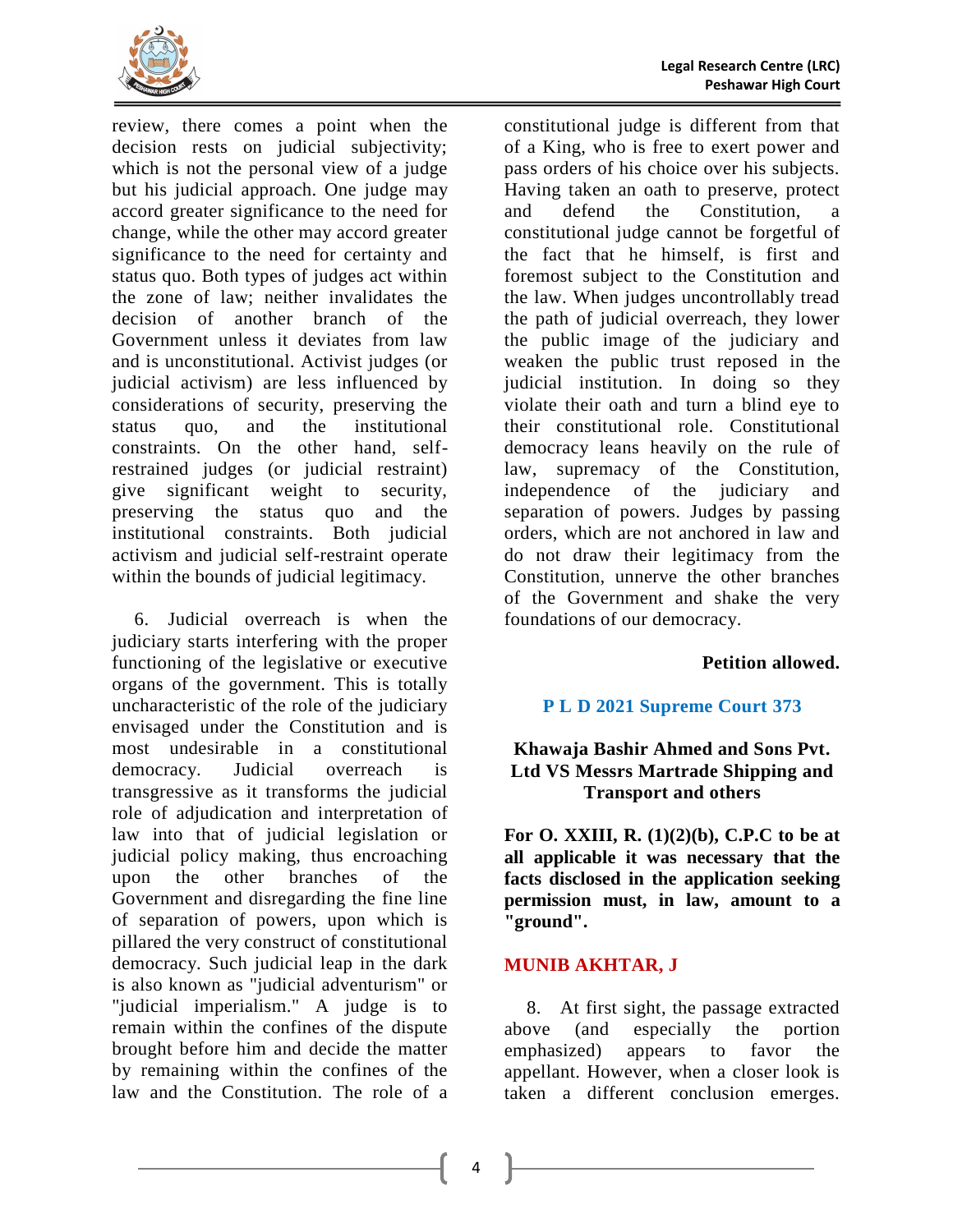review, there comes a point when the decision rests on judicial subjectivity; which is not the personal view of a judge but his judicial approach. One judge may accord greater significance to the need for change, while the other may accord greater significance to the need for certainty and status quo. Both types of judges act within the zone of law; neither invalidates the decision of another branch of the Government unless it deviates from law and is unconstitutional. Activist judges (or judicial activism) are less influenced by considerations of security, preserving the status quo, and the institutional constraints. On the other hand, self-restrained judges (or judicial restraint) give significant weight to security, preserving the status quo and the institutional constraints. Both judicial activism and judicial self-restraint operate within the bounds of judicial legitimacy.

6. Judicial overreach is when the judiciary starts interfering with the proper functioning of the legislative or executive organs of the government. This is totally uncharacteristic of the role of the judiciary envisaged under the Constitution and is most undesirable in a constitutional democracy. Judicial overreach is transgressive as it transforms the judicial role of adjudication and interpretation of law into that of judicial legislation or judicial policy making, thus encroaching upon the other branches of the Government and disregarding the fine line of separation of powers, upon which is pillared the very construct of constitutional democracy. Such judicial leap in the dark is also known as "judicial adventurism" or "judicial imperialism." A judge is to remain within the confines of the dispute brought before him and decide the matter by remaining within the confines of the law and the Constitution. The role of a constitutional judge is different from that of a King, who is free to exert power and pass orders of his choice over his subjects. Having taken an oath to preserve, protect and defend the Constitution, a constitutional judge cannot be forgetful of the fact that he himself, is first and foremost subject to the Constitution and the law. When judges uncontrollably tread the path of judicial overreach, they lower the public image of the judiciary and weaken the public trust reposed in the judicial institution. In doing so they violate their oath and turn a blind eye to their constitutional role. Constitutional democracy leans heavily on the rule of law, supremacy of the Constitution, independence of the judiciary and separation of powers. Judges by passing orders, which are not anchored in law and do not draw their legitimacy from the Constitution, unnerve the other branches of the Government and shake the very foundations of our democracy.

**Petition allowed.**

## P L D 2021 Supreme Court 373

### Khawaja Bashir Ahmed and Sons Pvt. Ltd VS Messrs Martrade Shipping and Transport and others

**For O. XXIII, R. (1)(2)(b), C.P.C to be at all applicable it was necessary that the facts disclosed in the application seeking permission must, in law, amount to a "ground".**

**MUNIB AKHTAR, J**

8. At first sight, the passage extracted above (and especially the portion emphasized) appears to favor the appellant. However, when a closer look is taken a different conclusion emerges.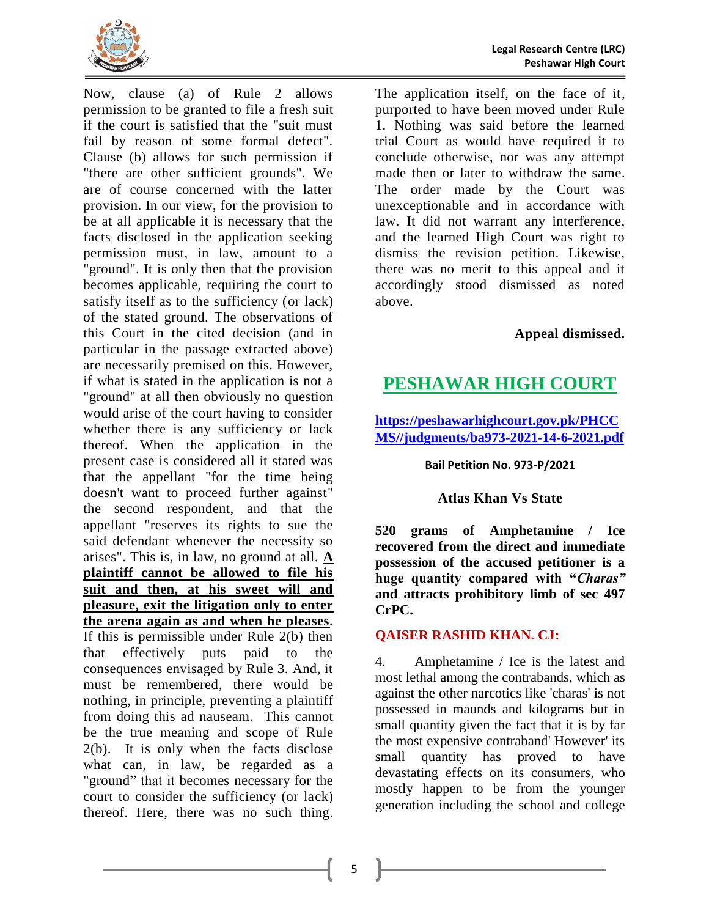Now, clause (a) of Rule 2 allows permission to be granted to file a fresh suit if the court is satisfied that the "suit must fail by reason of some formal defect". Clause (b) allows for such permission if "there are other sufficient grounds". We are of course concerned with the latter provision. In our view, for the provision to be at all applicable it is necessary that the facts disclosed in the application seeking permission must, in law, amount to a "ground". It is only then that the provision becomes applicable, requiring the court to satisfy itself as to the sufficiency (or lack) of the stated ground. The observations of this Court in the cited decision (and in particular in the passage extracted above) are necessarily premised on this. However, if what is stated in the application is not a "ground" at all then obviously no question would arise of the court having to consider whether there is any sufficiency or lack thereof. When the application in the present case is considered all it stated was that the appellant "for the time being doesn't want to proceed further against" the second respondent, and that the appellant "reserves its rights to sue the said defendant whenever the necessity so arises". This is, in law, no ground at all. **A plaintiff cannot be allowed to file his suit and then, at his sweet will and pleasure, exit the litigation only to enter the arena again as and when he pleases.** If this is permissible under Rule 2(b) then that effectively puts paid to the consequences envisaged by Rule 3. And, it must be remembered, there would be nothing, in principle, preventing a plaintiff from doing this ad nauseam. This cannot be the true meaning and scope of Rule 2(b). It is only when the facts disclose what can, in law, be regarded as a "ground" that it becomes necessary for the court to consider the sufficiency (or lack) thereof. Here, there was no such thing. The application itself, on the face of it, purported to have been moved under Rule 1. Nothing was said before the learned trial Court as would have required it to conclude otherwise, nor was any attempt made then or later to withdraw the same. The order made by the Court was unexceptionable and in accordance with law. It did not warrant any interference, and the learned High Court was right to dismiss the revision petition. Likewise, there was no merit to this appeal and it accordingly stood dismissed as noted above.

**Appeal dismissed.**

## PESHAWAR HIGH COURT

https://peshawarhighcourt.gov.pk/PHCCMS//judgments/ba973-2021-14-6-2021.pdf

**Bail Petition No. 973-P/2021**

**Atlas Khan Vs State**

**520 grams of Amphetamine / Ice recovered from the direct and immediate possession of the accused petitioner is a huge quantity compared with "*Charas"* and attracts prohibitory limb of sec 497 CrPC.**

**QAISER RASHID KHAN. CJ:**

4. Amphetamine / Ice is the latest and most lethal among the contrabands, which as against the other narcotics like 'charas' is not possessed in maunds and kilograms but in small quantity given the fact that it is by far the most expensive contraband' However' its small quantity has proved to have devastating effects on its consumers, who mostly happen to be from the younger generation including the school and college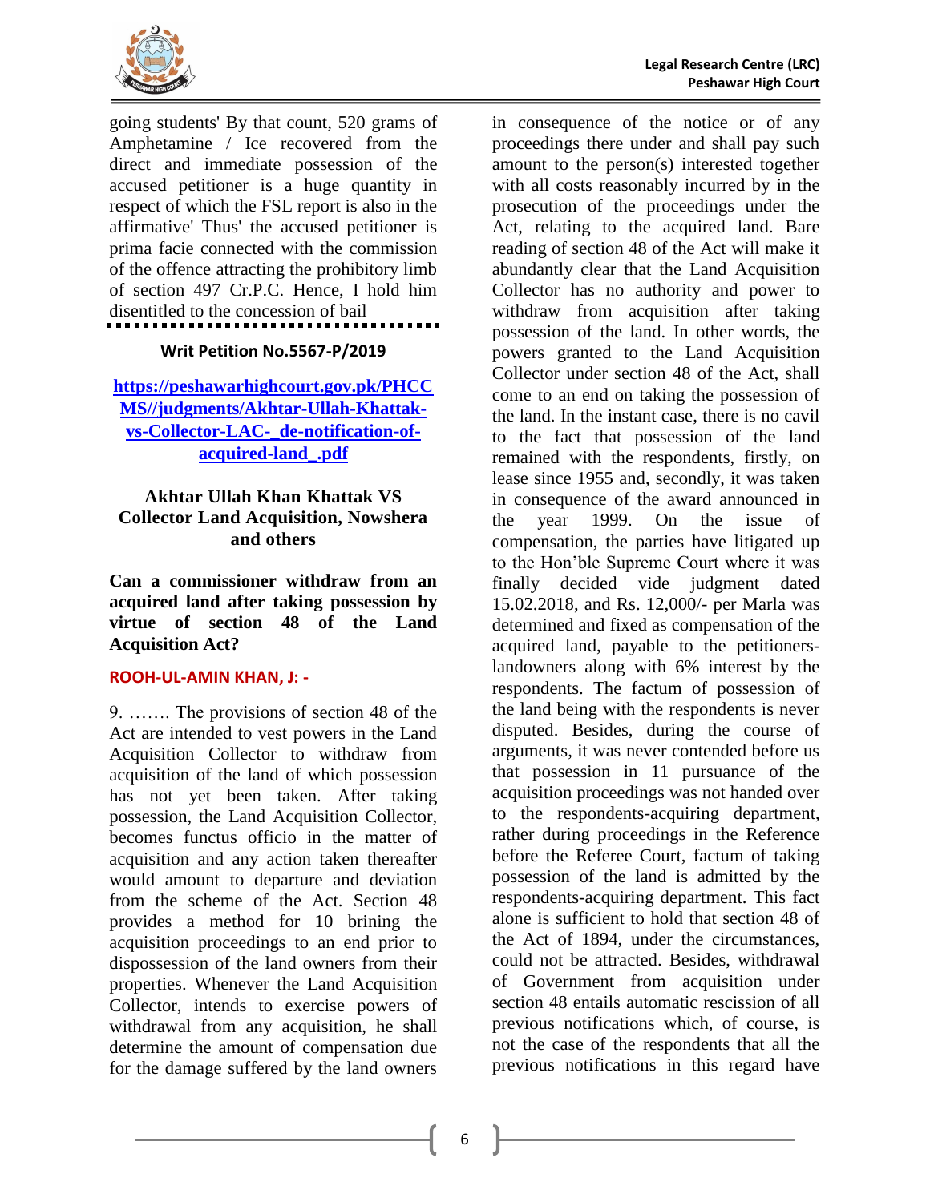going students' By that count, 520 grams of Amphetamine / Ice recovered from the direct and immediate possession of the accused petitioner is a huge quantity in respect of which the FSL report is also in the affirmative' Thus' the accused petitioner is prima facie connected with the commission of the offence attracting the prohibitory limb of section 497 Cr.P.C. Hence, I hold him disentitled to the concession of bail

**Writ Petition No.5567-P/2019**

https://peshawarhighcourt.gov.pk/PHCCMS//judgments/Akhtar-Ullah-Khattak-vs-Collector-LAC-_de-notification-of-acquired-land_.pdf

**Akhtar Ullah Khan Khattak VS Collector Land Acquisition, Nowshera and others**

**Can a commissioner withdraw from an acquired land after taking possession by virtue of section 48 of the Land Acquisition Act?**

**ROOH-UL-AMIN KHAN, J: -**

9. ……. The provisions of section 48 of the Act are intended to vest powers in the Land Acquisition Collector to withdraw from acquisition of the land of which possession has not yet been taken. After taking possession, the Land Acquisition Collector, becomes functus officio in the matter of acquisition and any action taken thereafter would amount to departure and deviation from the scheme of the Act. Section 48 provides a method for 10 brining the acquisition proceedings to an end prior to dispossession of the land owners from their properties. Whenever the Land Acquisition Collector, intends to exercise powers of withdrawal from any acquisition, he shall determine the amount of compensation due for the damage suffered by the land owners in consequence of the notice or of any proceedings there under and shall pay such amount to the person(s) interested together with all costs reasonably incurred by in the prosecution of the proceedings under the Act, relating to the acquired land. Bare reading of section 48 of the Act will make it abundantly clear that the Land Acquisition Collector has no authority and power to withdraw from acquisition after taking possession of the land. In other words, the powers granted to the Land Acquisition Collector under section 48 of the Act, shall come to an end on taking the possession of the land. In the instant case, there is no cavil to the fact that possession of the land remained with the respondents, firstly, on lease since 1955 and, secondly, it was taken in consequence of the award announced in the year 1999. On the issue of compensation, the parties have litigated up to the Hon'ble Supreme Court where it was finally decided vide judgment dated 15.02.2018, and Rs. 12,000/- per Marla was determined and fixed as compensation of the acquired land, payable to the petitioners-landowners along with 6% interest by the respondents. The factum of possession of the land being with the respondents is never disputed. Besides, during the course of arguments, it was never contended before us that possession in 11 pursuance of the acquisition proceedings was not handed over to the respondents-acquiring department, rather during proceedings in the Reference before the Referee Court, factum of taking possession of the land is admitted by the respondents-acquiring department. This fact alone is sufficient to hold that section 48 of the Act of 1894, under the circumstances, could not be attracted. Besides, withdrawal of Government from acquisition under section 48 entails automatic rescission of all previous notifications which, of course, is not the case of the respondents that all the previous notifications in this regard have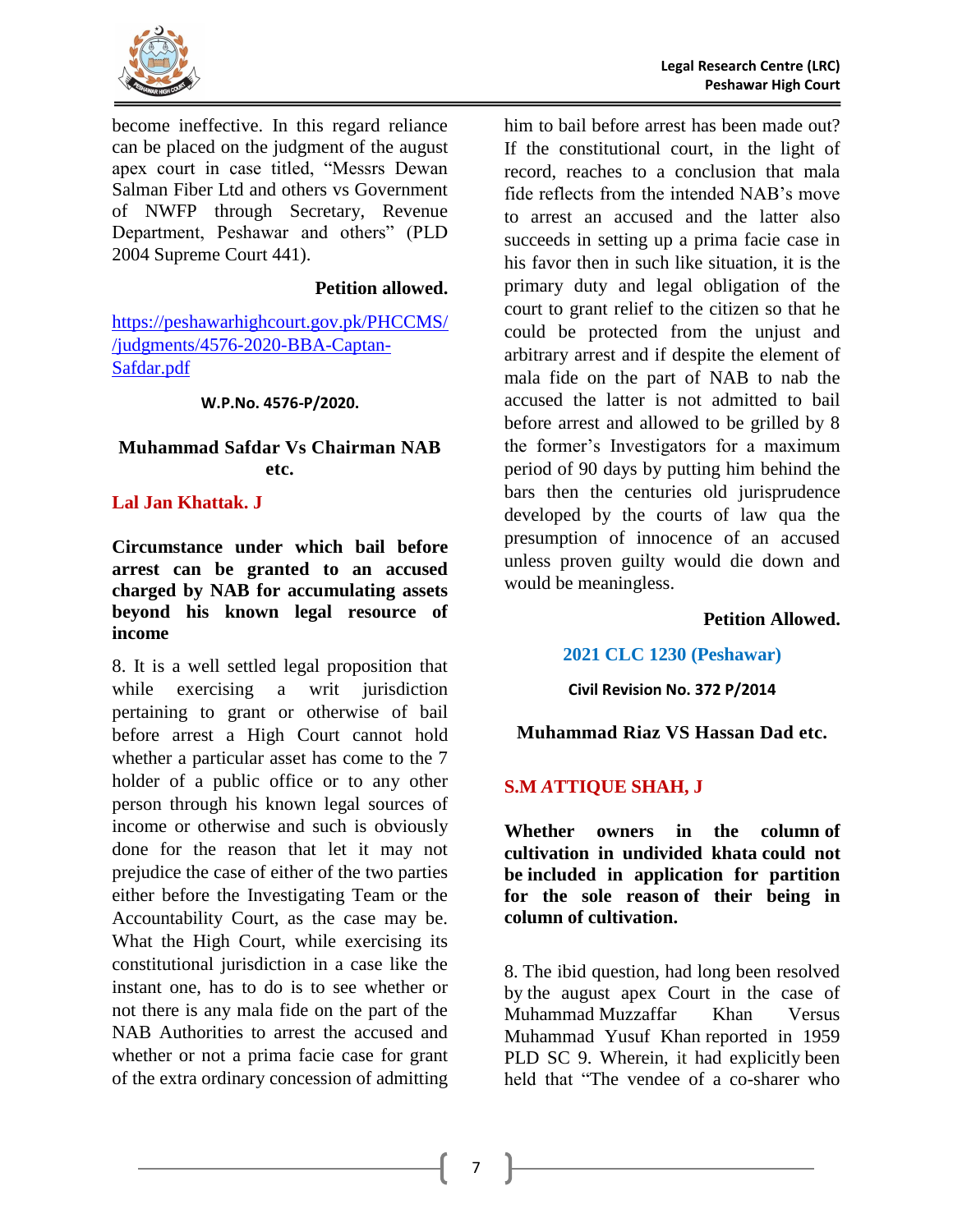become ineffective. In this regard reliance can be placed on the judgment of the august apex court in case titled, "Messrs Dewan Salman Fiber Ltd and others vs Government of NWFP through Secretary, Revenue Department, Peshawar and others" (PLD 2004 Supreme Court 441).

**Petition allowed.**

https://peshawarhighcourt.gov.pk/PHCCMS//judgments/4576-2020-BBA-Captan-Safdar.pdf

**W.P.No. 4576-P/2020.**

**Muhammad Safdar Vs Chairman NAB etc.**

**Lal Jan Khattak. J**

**Circumstance under which bail before arrest can be granted to an accused charged by NAB for accumulating assets beyond his known legal resource of income**

8. It is a well settled legal proposition that while exercising a writ jurisdiction pertaining to grant or otherwise of bail before arrest a High Court cannot hold whether a particular asset has come to the 7 holder of a public office or to any other person through his known legal sources of income or otherwise and such is obviously done for the reason that let it may not prejudice the case of either of the two parties either before the Investigating Team or the Accountability Court, as the case may be. What the High Court, while exercising its constitutional jurisdiction in a case like the instant one, has to do is to see whether or not there is any mala fide on the part of the NAB Authorities to arrest the accused and whether or not a prima facie case for grant of the extra ordinary concession of admitting him to bail before arrest has been made out? If the constitutional court, in the light of record, reaches to a conclusion that mala fide reflects from the intended NAB's move to arrest an accused and the latter also succeeds in setting up a prima facie case in his favor then in such like situation, it is the primary duty and legal obligation of the court to grant relief to the citizen so that he could be protected from the unjust and arbitrary arrest and if despite the element of mala fide on the part of NAB to nab the accused the latter is not admitted to bail before arrest and allowed to be grilled by 8 the former's Investigators for a maximum period of 90 days by putting him behind the bars then the centuries old jurisprudence developed by the courts of law qua the presumption of innocence of an accused unless proven guilty would die down and would be meaningless.

**Petition Allowed.**

**2021 CLC 1230 (Peshawar)**

**Civil Revision No. 372 P/2014**

**Muhammad Riaz VS Hassan Dad etc.**

**S.M ATTIQUE SHAH, J**

**Whether owners in the column of cultivation in undivided khata could not be included in application for partition for the sole reason of their being in column of cultivation.**

8. The ibid question, had long been resolved by the august apex Court in the case of Muhammad Muzzaffar Khan Versus Muhammad Yusuf Khan reported in 1959 PLD SC 9. Wherein, it had explicitly been held that "The vendee of a co-sharer who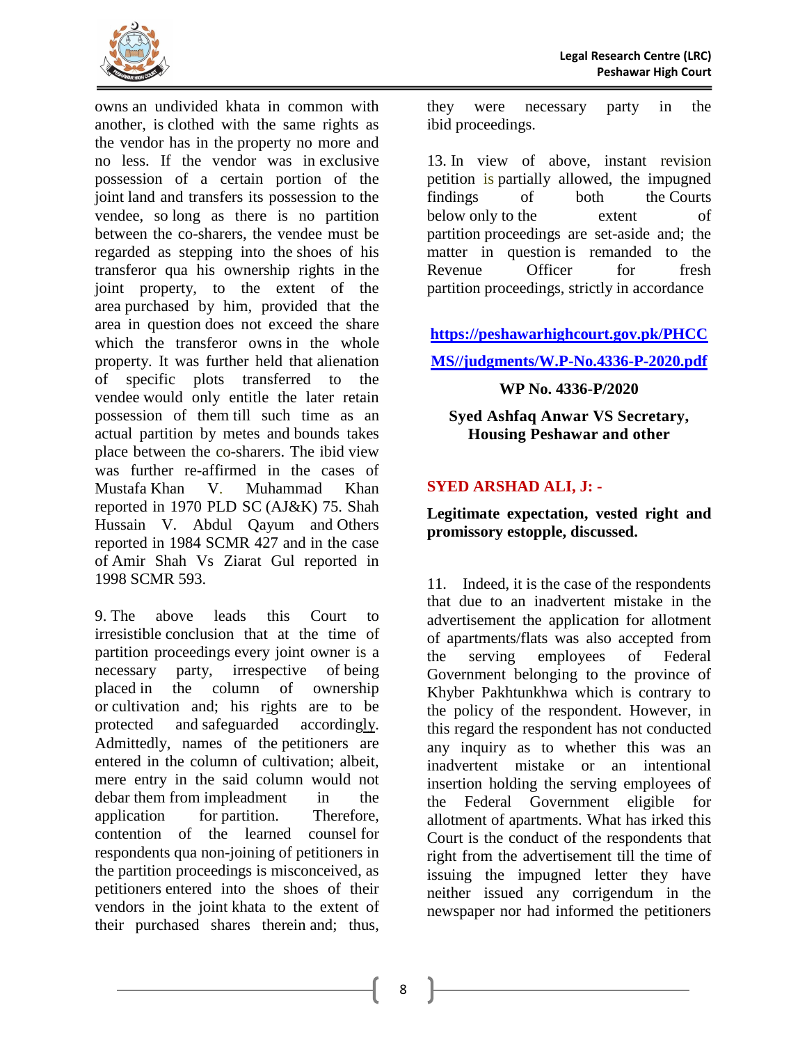owns an undivided khata in common with another, is clothed with the same rights as the vendor has in the property no more and no less. If the vendor was in exclusive possession of a certain portion of the joint land and transfers its possession to the vendee, so long as there is no partition between the co-sharers, the vendee must be regarded as stepping into the shoes of his transferor qua his ownership rights in the joint property, to the extent of the area purchased by him, provided that the area in question does not exceed the share which the transferor owns in the whole property. It was further held that alienation of specific plots transferred to the vendee would only entitle the later retain possession of them till such time as an actual partition by metes and bounds takes place between the co-sharers. The ibid view was further re-affirmed in the cases of Mustafa Khan V. Muhammad Khan reported in 1970 PLD SC (AJ&K) 75. Shah Hussain V. Abdul Qayum and Others reported in 1984 SCMR 427 and in the case of Amir Shah Vs Ziarat Gul reported in 1998 SCMR 593.

9. The above leads this Court to irresistible conclusion that at the time of partition proceedings every joint owner is a necessary party, irrespective of being placed in the column of ownership or cultivation and; his rights are to be protected and safeguarded accordingly. Admittedly, names of the petitioners are entered in the column of cultivation; albeit, mere entry in the said column would not debar them from impleadment in the application for partition. Therefore, contention of the learned counsel for respondents qua non-joining of petitioners in the partition proceedings is misconceived, as petitioners entered into the shoes of their vendors in the joint khata to the extent of their purchased shares therein and; thus, they were necessary party in the ibid proceedings.

13. In view of above, instant revision petition is partially allowed, the impugned findings of both the Courts below only to the extent of partition proceedings are set-aside and; the matter in question is remanded to the Revenue Officer for fresh partition proceedings, strictly in accordance

https://peshawarhighcourt.gov.pk/PHCCMS//judgments/W.P-No.4336-P-2020.pdf

**WP No. 4336-P/2020**

**Syed Ashfaq Anwar VS Secretary, Housing Peshawar and other**

**SYED ARSHAD ALI, J: -**

**Legitimate expectation, vested right and promissory estopple, discussed.**

11. Indeed, it is the case of the respondents that due to an inadvertent mistake in the advertisement the application for allotment of apartments/flats was also accepted from the serving employees of Federal Government belonging to the province of Khyber Pakhtunkhwa which is contrary to the policy of the respondent. However, in this regard the respondent has not conducted any inquiry as to whether this was an inadvertent mistake or an intentional insertion holding the serving employees of the Federal Government eligible for allotment of apartments. What has irked this Court is the conduct of the respondents that right from the advertisement till the time of issuing the impugned letter they have neither issued any corrigendum in the newspaper nor had informed the petitioners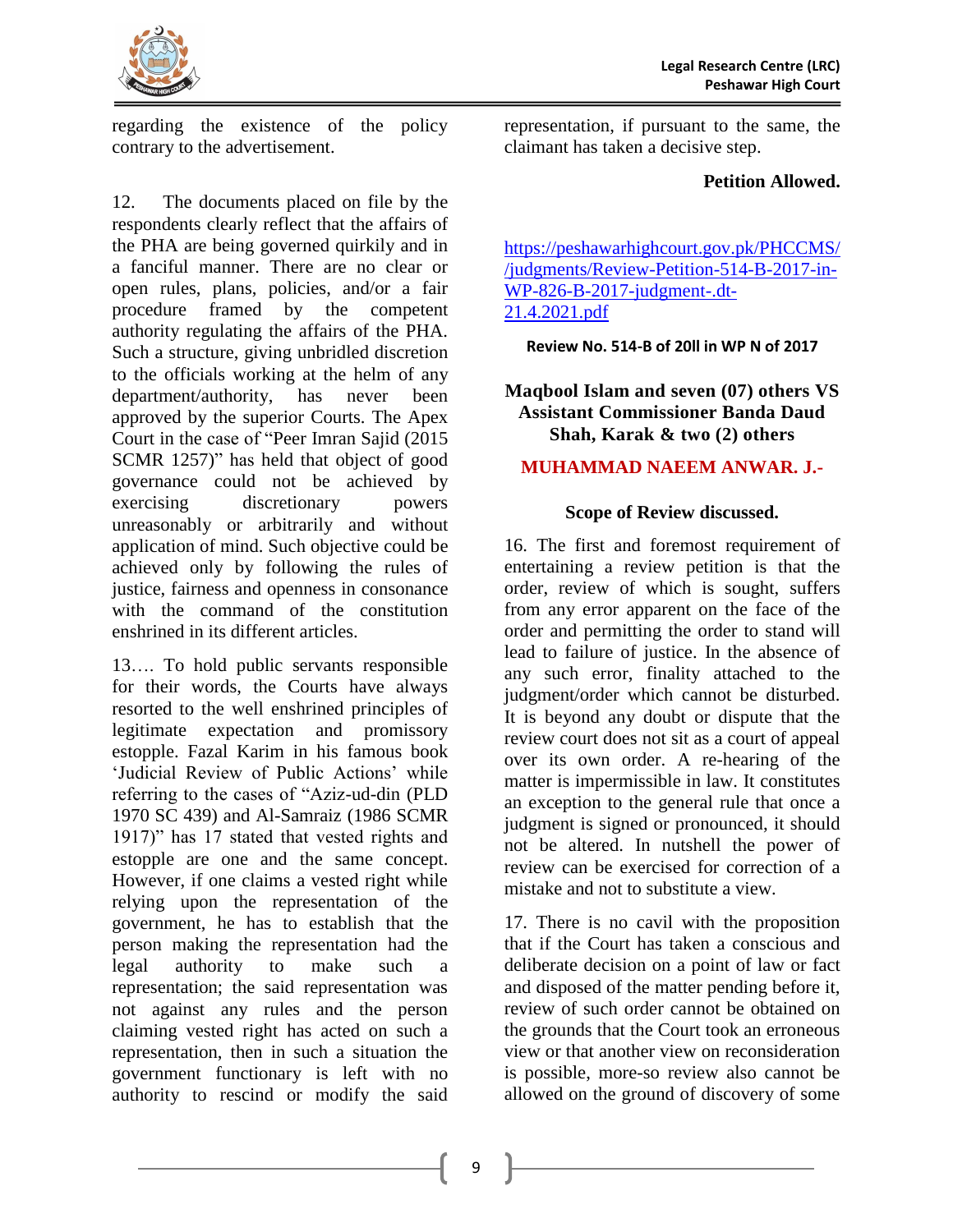regarding the existence of the policy contrary to the advertisement.

12. The documents placed on file by the respondents clearly reflect that the affairs of the PHA are being governed quirkily and in a fanciful manner. There are no clear or open rules, plans, policies, and/or a fair procedure framed by the competent authority regulating the affairs of the PHA. Such a structure, giving unbridled discretion to the officials working at the helm of any department/authority, has never been approved by the superior Courts. The Apex Court in the case of "Peer Imran Sajid (2015 SCMR 1257)" has held that object of good governance could not be achieved by exercising discretionary powers unreasonably or arbitrarily and without application of mind. Such objective could be achieved only by following the rules of justice, fairness and openness in consonance with the command of the constitution enshrined in its different articles.

13…. To hold public servants responsible for their words, the Courts have always resorted to the well enshrined principles of legitimate expectation and promissory estopple. Fazal Karim in his famous book 'Judicial Review of Public Actions' while referring to the cases of "Aziz-ud-din (PLD 1970 SC 439) and Al-Samraiz (1986 SCMR 1917)" has 17 stated that vested rights and estopple are one and the same concept. However, if one claims a vested right while relying upon the representation of the government, he has to establish that the person making the representation had the legal authority to make such a representation; the said representation was not against any rules and the person claiming vested right has acted on such a representation, then in such a situation the government functionary is left with no authority to rescind or modify the said representation, if pursuant to the same, the claimant has taken a decisive step.

**Petition Allowed.**

https://peshawarhighcourt.gov.pk/PHCCMS//judgments/Review-Petition-514-B-2017-in-WP-826-B-2017-judgment-.dt-21.4.2021.pdf

**Review No. 514-B of 20ll in WP N of 2017**

**Maqbool Islam and seven (07) others VS Assistant Commissioner Banda Daud Shah, Karak & two (2) others**

**MUHAMMAD NAEEM ANWAR. J.-**

**Scope of Review discussed.**

16. The first and foremost requirement of entertaining a review petition is that the order, review of which is sought, suffers from any error apparent on the face of the order and permitting the order to stand will lead to failure of justice. In the absence of any such error, finality attached to the judgment/order which cannot be disturbed. It is beyond any doubt or dispute that the review court does not sit as a court of appeal over its own order. A re-hearing of the matter is impermissible in law. It constitutes an exception to the general rule that once a judgment is signed or pronounced, it should not be altered. In nutshell the power of review can be exercised for correction of a mistake and not to substitute a view.

17. There is no cavil with the proposition that if the Court has taken a conscious and deliberate decision on a point of law or fact and disposed of the matter pending before it, review of such order cannot be obtained on the grounds that the Court took an erroneous view or that another view on reconsideration is possible, more-so review also cannot be allowed on the ground of discovery of some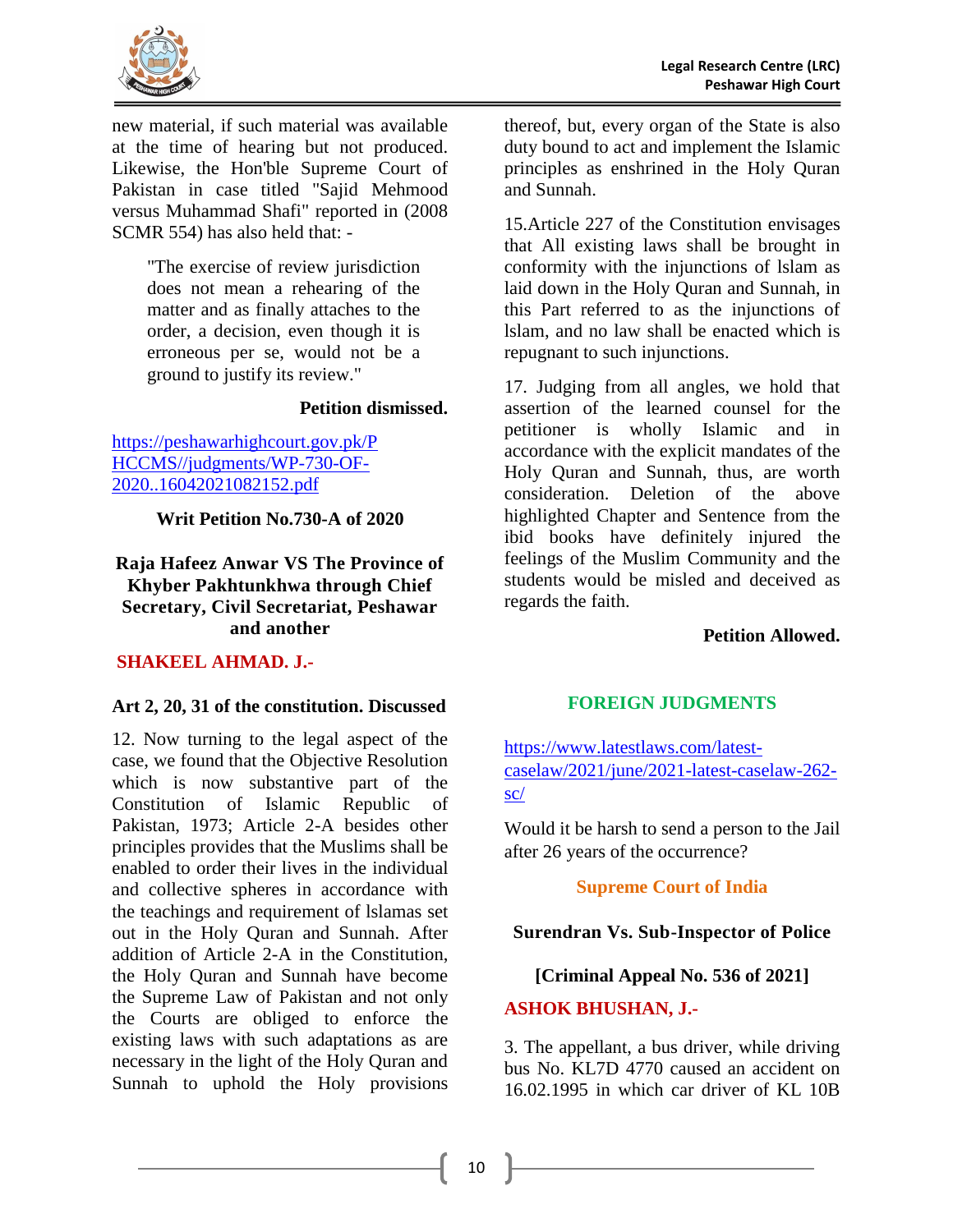new material, if such material was available at the time of hearing but not produced. Likewise, the Hon'ble Supreme Court of Pakistan in case titled "Sajid Mehmood versus Muhammad Shafi" reported in (2008 SCMR 554) has also held that: -

> "The exercise of review jurisdiction does not mean a rehearing of the matter and as finally attaches to the order, a decision, even though it is erroneous per se, would not be a ground to justify its review."

**Petition dismissed.**

https://peshawarhighcourt.gov.pk/PHCCMS//judgments/WP-730-OF-2020..16042021082152.pdf

**Writ Petition No.730-A of 2020**

**Raja Hafeez Anwar VS The Province of Khyber Pakhtunkhwa through Chief Secretary, Civil Secretariat, Peshawar and another**

**SHAKEEL AHMAD. J.-**

**Art 2, 20, 31 of the constitution. Discussed**

12. Now turning to the legal aspect of the case, we found that the Objective Resolution which is now substantive part of the Constitution of Islamic Republic of Pakistan, 1973; Article 2-A besides other principles provides that the Muslims shall be enabled to order their lives in the individual and collective spheres in accordance with the teachings and requirement of lslamas set out in the Holy Quran and Sunnah. After addition of Article 2-A in the Constitution, the Holy Quran and Sunnah have become the Supreme Law of Pakistan and not only the Courts are obliged to enforce the existing laws with such adaptations as are necessary in the light of the Holy Quran and Sunnah to uphold the Holy provisions thereof, but, every organ of the State is also duty bound to act and implement the Islamic principles as enshrined in the Holy Quran and Sunnah.

15.Article 227 of the Constitution envisages that All existing laws shall be brought in conformity with the injunctions of lslam as laid down in the Holy Quran and Sunnah, in this Part referred to as the injunctions of lslam, and no law shall be enacted which is repugnant to such injunctions.

17. Judging from all angles, we hold that assertion of the learned counsel for the petitioner is wholly Islamic and in accordance with the explicit mandates of the Holy Quran and Sunnah, thus, are worth consideration. Deletion of the above highlighted Chapter and Sentence from the ibid books have definitely injured the feelings of the Muslim Community and the students would be misled and deceived as regards the faith.

**Petition Allowed.**

## FOREIGN JUDGMENTS

https://www.latestlaws.com/latest-caselaw/2021/june/2021-latest-caselaw-262-sc/

Would it be harsh to send a person to the Jail after 26 years of the occurrence?

**Supreme Court of India**

**Surendran Vs. Sub-Inspector of Police**

**[Criminal Appeal No. 536 of 2021]**

**ASHOK BHUSHAN, J.-**

3. The appellant, a bus driver, while driving bus No. KL7D 4770 caused an accident on 16.02.1995 in which car driver of KL 10B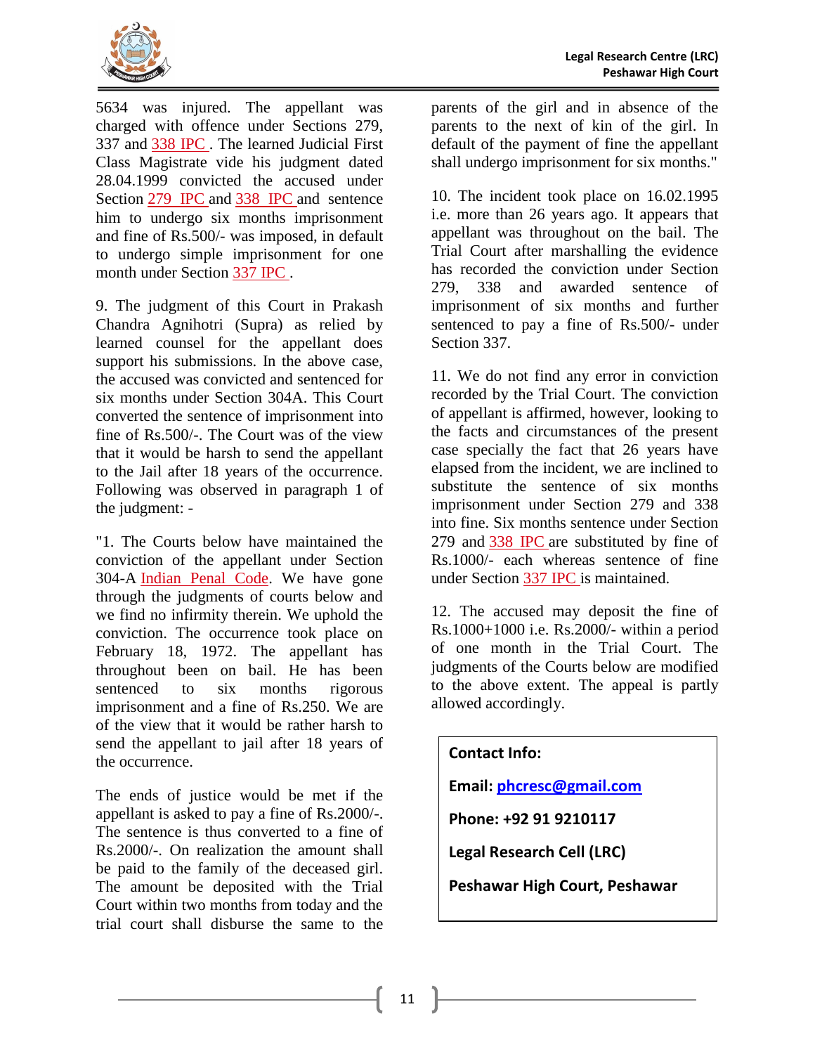5634 was injured. The appellant was charged with offence under Sections 279, 337 and 338 IPC . The learned Judicial First Class Magistrate vide his judgment dated 28.04.1999 convicted the accused under Section 279 IPC and 338 IPC and sentence him to undergo six months imprisonment and fine of Rs.500/- was imposed, in default to undergo simple imprisonment for one month under Section 337 IPC .

9. The judgment of this Court in Prakash Chandra Agnihotri (Supra) as relied by learned counsel for the appellant does support his submissions. In the above case, the accused was convicted and sentenced for six months under Section 304A. This Court converted the sentence of imprisonment into fine of Rs.500/-. The Court was of the view that it would be harsh to send the appellant to the Jail after 18 years of the occurrence. Following was observed in paragraph 1 of the judgment: -

"1. The Courts below have maintained the conviction of the appellant under Section 304-A Indian Penal Code. We have gone through the judgments of courts below and we find no infirmity therein. We uphold the conviction. The occurrence took place on February 18, 1972. The appellant has throughout been on bail. He has been sentenced to six months rigorous imprisonment and a fine of Rs.250. We are of the view that it would be rather harsh to send the appellant to jail after 18 years of the occurrence.

The ends of justice would be met if the appellant is asked to pay a fine of Rs.2000/-. The sentence is thus converted to a fine of Rs.2000/-. On realization the amount shall be paid to the family of the deceased girl. The amount be deposited with the Trial Court within two months from today and the trial court shall disburse the same to the parents of the girl and in absence of the parents to the next of kin of the girl. In default of the payment of fine the appellant shall undergo imprisonment for six months."

10. The incident took place on 16.02.1995 i.e. more than 26 years ago. It appears that appellant was throughout on the bail. The Trial Court after marshalling the evidence has recorded the conviction under Section 279, 338 and awarded sentence of imprisonment of six months and further sentenced to pay a fine of Rs.500/- under Section 337.

11. We do not find any error in conviction recorded by the Trial Court. The conviction of appellant is affirmed, however, looking to the facts and circumstances of the present case specially the fact that 26 years have elapsed from the incident, we are inclined to substitute the sentence of six months imprisonment under Section 279 and 338 into fine. Six months sentence under Section 279 and 338 IPC are substituted by fine of Rs.1000/- each whereas sentence of fine under Section 337 IPC is maintained.

12. The accused may deposit the fine of Rs.1000+1000 i.e. Rs.2000/- within a period of one month in the Trial Court. The judgments of the Courts below are modified to the above extent. The appeal is partly allowed accordingly.

**Contact Info:**

**Email: phcresc@gmail.com**

**Phone: +92 91 9210117**

**Legal Research Cell (LRC)**

**Peshawar High Court, Peshawar**